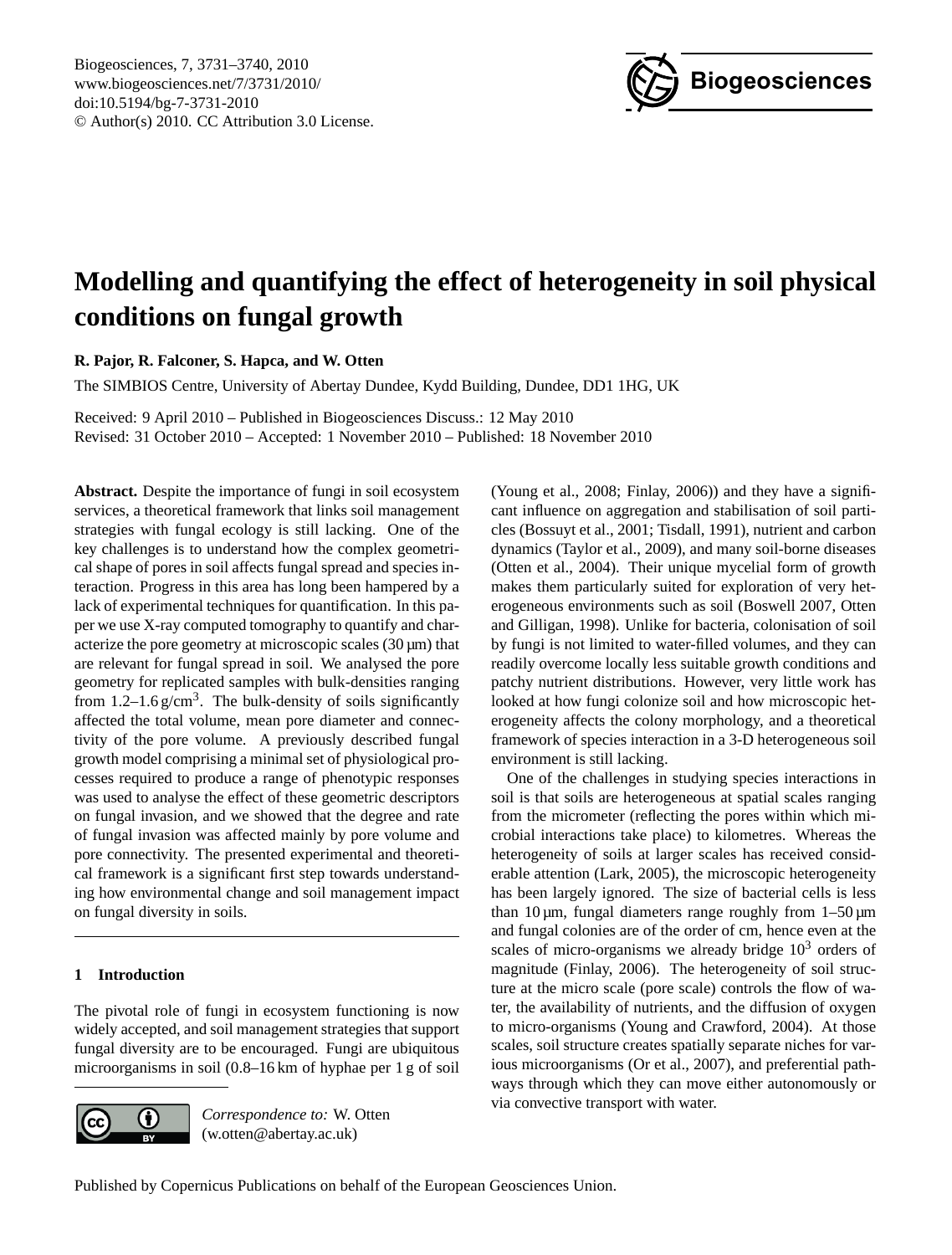# Modelling and quantifying the effect of heterogeneity in soil physical conditions on fungal growth

**R. Pajor, R. Falconer, S. Hapca, and W. Otten**

The SIMBIOS Centre, University of Abertay Dundee, Kydd Building, Dundee, DD1 1HG, UK

Received: 9 April 2010 – Published in Biogeosciences Discuss.: 12 May 2010
Revised: 31 October 2010 – Accepted: 1 November 2010 – Published: 18 November 2010

**Abstract.** Despite the importance of fungi in soil ecosystem services, a theoretical framework that links soil management strategies with fungal ecology is still lacking. One of the key challenges is to understand how the complex geometrical shape of pores in soil affects fungal spread and species interaction. Progress in this area has long been hampered by a lack of experimental techniques for quantification. In this paper we use X-ray computed tomography to quantify and characterize the pore geometry at microscopic scales (30 µm) that are relevant for fungal spread in soil. We analysed the pore geometry for replicated samples with bulk-densities ranging from 1.2–1.6 g/cm$^3$. The bulk-density of soils significantly affected the total volume, mean pore diameter and connectivity of the pore volume. A previously described fungal growth model comprising a minimal set of physiological processes required to produce a range of phenotypic responses was used to analyse the effect of these geometric descriptors on fungal invasion, and we showed that the degree and rate of fungal invasion was affected mainly by pore volume and pore connectivity. The presented experimental and theoretical framework is a significant first step towards understanding how environmental change and soil management impact on fungal diversity in soils.

## 1 Introduction

The pivotal role of fungi in ecosystem functioning is now widely accepted, and soil management strategies that support fungal diversity are to be encouraged. Fungi are ubiquitous microorganisms in soil (0.8–16 km of hyphae per 1 g of soil (Young et al., 2008; Finlay, 2006)) and they have a significant influence on aggregation and stabilisation of soil particles (Bossuyt et al., 2001; Tisdall, 1991), nutrient and carbon dynamics (Taylor et al., 2009), and many soil-borne diseases (Otten et al., 2004). Their unique mycelial form of growth makes them particularly suited for exploration of very heterogeneous environments such as soil (Boswell 2007, Otten and Gilligan, 1998). Unlike for bacteria, colonisation of soil by fungi is not limited to water-filled volumes, and they can readily overcome locally less suitable growth conditions and patchy nutrient distributions. However, very little work has looked at how fungi colonize soil and how microscopic heterogeneity affects the colony morphology, and a theoretical framework of species interaction in a 3-D heterogeneous soil environment is still lacking.

One of the challenges in studying species interactions in soil is that soils are heterogeneous at spatial scales ranging from the micrometer (reflecting the pores within which microbial interactions take place) to kilometres. Whereas the heterogeneity of soils at larger scales has received considerable attention (Lark, 2005), the microscopic heterogeneity has been largely ignored. The size of bacterial cells is less than 10 µm, fungal diameters range roughly from 1–50 µm and fungal colonies are of the order of cm, hence even at the scales of micro-organisms we already bridge 10$^3$ orders of magnitude (Finlay, 2006). The heterogeneity of soil structure at the micro scale (pore scale) controls the flow of water, the availability of nutrients, and the diffusion of oxygen to micro-organisms (Young and Crawford, 2004). At those scales, soil structure creates spatially separate niches for various microorganisms (Or et al., 2007), and preferential pathways through which they can move either autonomously or via convective transport with water.

*Correspondence to:* W. Otten
(w.otten@abertay.ac.uk)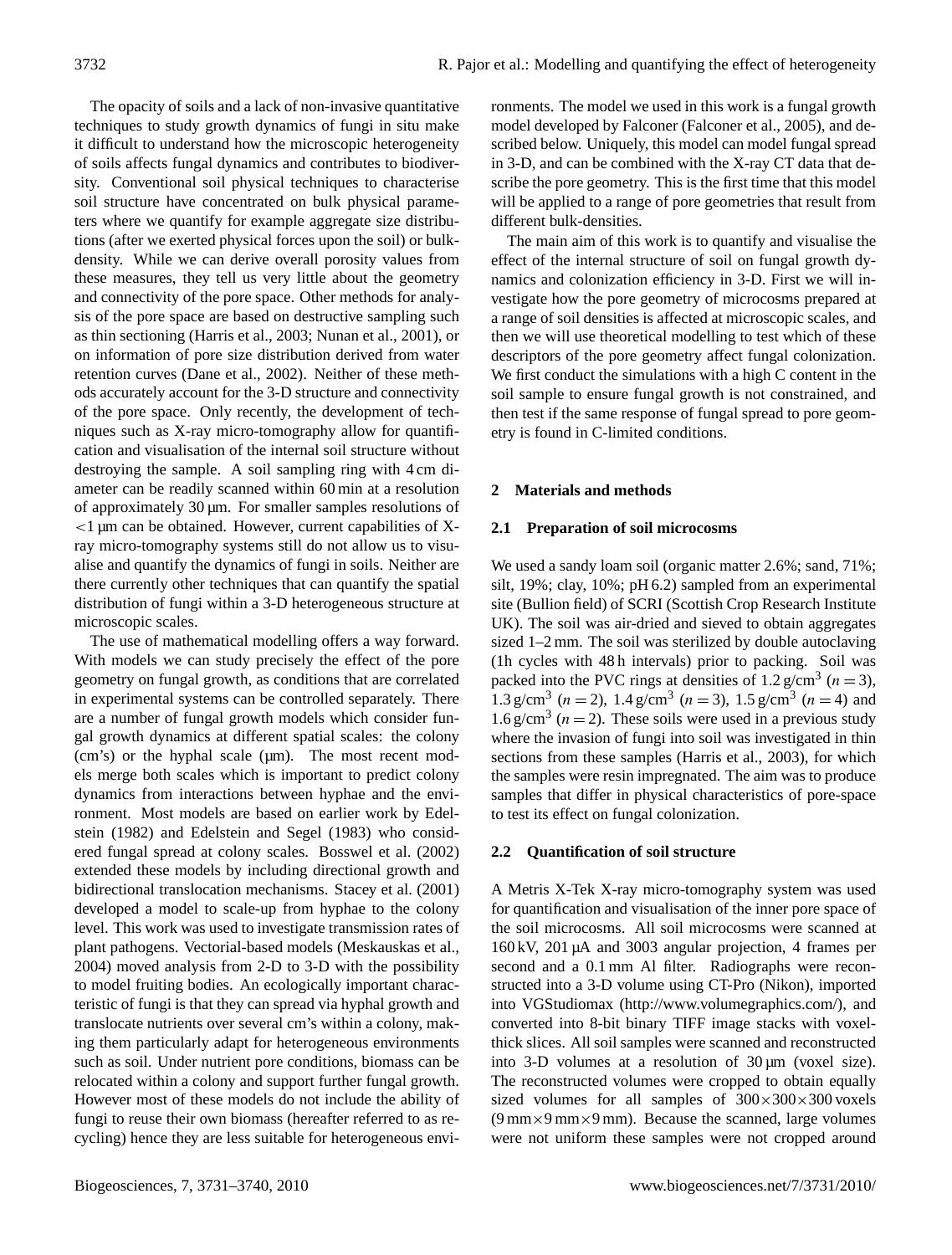The opacity of soils and a lack of non-invasive quantitative techniques to study growth dynamics of fungi in situ make it difficult to understand how the microscopic heterogeneity of soils affects fungal dynamics and contributes to biodiversity. Conventional soil physical techniques to characterise soil structure have concentrated on bulk physical parameters where we quantify for example aggregate size distributions (after we exerted physical forces upon the soil) or bulk-density. While we can derive overall porosity values from these measures, they tell us very little about the geometry and connectivity of the pore space. Other methods for analysis of the pore space are based on destructive sampling such as thin sectioning (Harris et al., 2003; Nunan et al., 2001), or on information of pore size distribution derived from water retention curves (Dane et al., 2002). Neither of these methods accurately account for the 3-D structure and connectivity of the pore space. Only recently, the development of techniques such as X-ray micro-tomography allow for quantification and visualisation of the internal soil structure without destroying the sample. A soil sampling ring with 4 cm diameter can be readily scanned within 60 min at a resolution of approximately 30 µm. For smaller samples resolutions of <1 µm can be obtained. However, current capabilities of X-ray micro-tomography systems still do not allow us to visualise and quantify the dynamics of fungi in soils. Neither are there currently other techniques that can quantify the spatial distribution of fungi within a 3-D heterogeneous structure at microscopic scales.

The use of mathematical modelling offers a way forward. With models we can study precisely the effect of the pore geometry on fungal growth, as conditions that are correlated in experimental systems can be controlled separately. There are a number of fungal growth models which consider fungal growth dynamics at different spatial scales: the colony (cm's) or the hyphal scale (µm). The most recent models merge both scales which is important to predict colony dynamics from interactions between hyphae and the environment. Most models are based on earlier work by Edelstein (1982) and Edelstein and Segel (1983) who considered fungal spread at colony scales. Bosswel et al. (2002) extended these models by including directional growth and bidirectional translocation mechanisms. Stacey et al. (2001) developed a model to scale-up from hyphae to the colony level. This work was used to investigate transmission rates of plant pathogens. Vectorial-based models (Meskauskas et al., 2004) moved analysis from 2-D to 3-D with the possibility to model fruiting bodies. An ecologically important characteristic of fungi is that they can spread via hyphal growth and translocate nutrients over several cm's within a colony, making them particularly adapt for heterogeneous environments such as soil. Under nutrient poor conditions, biomass can be relocated within a colony and support further fungal growth. However most of these models do not include the ability of fungi to reuse their own biomass (hereafter referred to as recycling) hence they are less suitable for heterogeneous environments. The model we used in this work is a fungal growth model developed by Falconer (Falconer et al., 2005), and described below. Uniquely, this model can model fungal spread in 3-D, and can be combined with the X-ray CT data that describe the pore geometry. This is the first time that this model will be applied to a range of pore geometries that result from different bulk-densities.

The main aim of this work is to quantify and visualise the effect of the internal structure of soil on fungal growth dynamics and colonization efficiency in 3-D. First we will investigate how the pore geometry of microcosms prepared at a range of soil densities is affected at microscopic scales, and then we will use theoretical modelling to test which of these descriptors of the pore geometry affect fungal colonization. We first conduct the simulations with a high C content in the soil sample to ensure fungal growth is not constrained, and then test if the same response of fungal spread to pore geometry is found in C-limited conditions.

## 2 Materials and methods

### 2.1 Preparation of soil microcosms

We used a sandy loam soil (organic matter 2.6%; sand, 71%; silt, 19%; clay, 10%; pH 6.2) sampled from an experimental site (Bullion field) of SCRI (Scottish Crop Research Institute UK). The soil was air-dried and sieved to obtain aggregates sized 1–2 mm. The soil was sterilized by double autoclaving (1h cycles with 48 h intervals) prior to packing. Soil was packed into the PVC rings at densities of 1.2 g/cm$^3$ ($n=3$), 1.3 g/cm$^3$ ($n=2$), 1.4 g/cm$^3$ ($n=3$), 1.5 g/cm$^3$ ($n=4$) and 1.6 g/cm$^3$ ($n=2$). These soils were used in a previous study where the invasion of fungi into soil was investigated in thin sections from these samples (Harris et al., 2003), for which the samples were resin impregnated. The aim was to produce samples that differ in physical characteristics of pore-space to test its effect on fungal colonization.

### 2.2 Quantification of soil structure

A Metris X-Tek X-ray micro-tomography system was used for quantification and visualisation of the inner pore space of the soil microcosms. All soil microcosms were scanned at 160 kV, 201 µA and 3003 angular projection, 4 frames per second and a 0.1 mm Al filter. Radiographs were reconstructed into a 3-D volume using CT-Pro (Nikon), imported into VGStudiomax (http://www.volumegraphics.com/), and converted into 8-bit binary TIFF image stacks with voxel-thick slices. All soil samples were scanned and reconstructed into 3-D volumes at a resolution of 30 µm (voxel size). The reconstructed volumes were cropped to obtain equally sized volumes for all samples of $300\times300\times300$ voxels ($9\,\text{mm}\times9\,\text{mm}\times9\,\text{mm}$). Because the scanned, large volumes were not uniform these samples were not cropped around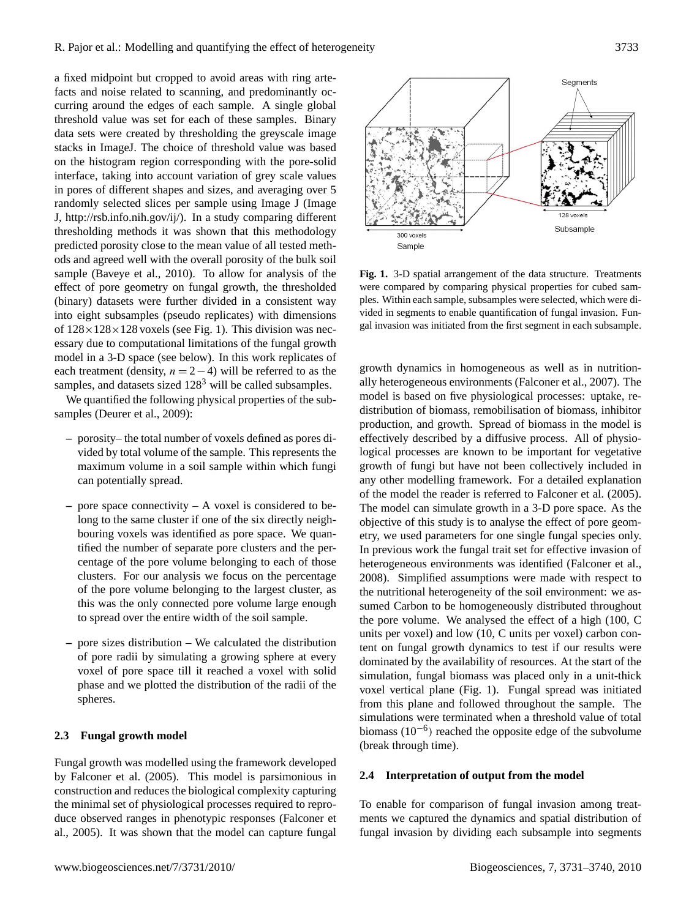a fixed midpoint but cropped to avoid areas with ring artefacts and noise related to scanning, and predominantly occurring around the edges of each sample. A single global threshold value was set for each of these samples. Binary data sets were created by thresholding the greyscale image stacks in ImageJ. The choice of threshold value was based on the histogram region corresponding with the pore-solid interface, taking into account variation of grey scale values in pores of different shapes and sizes, and averaging over 5 randomly selected slices per sample using Image J (Image J, http://rsb.info.nih.gov/ij/). In a study comparing different thresholding methods it was shown that this methodology predicted porosity close to the mean value of all tested methods and agreed well with the overall porosity of the bulk soil sample (Baveye et al., 2010). To allow for analysis of the effect of pore geometry on fungal growth, the thresholded (binary) datasets were further divided in a consistent way into eight subsamples (pseudo replicates) with dimensions of $128\times128\times128$ voxels (see Fig. 1). This division was necessary due to computational limitations of the fungal growth model in a 3-D space (see below). In this work replicates of each treatment (density, $n = 2-4$) will be referred to as the samples, and datasets sized $128^3$ will be called subsamples.

We quantified the following physical properties of the subsamples (Deurer et al., 2009):

- porosity– the total number of voxels defined as pores divided by total volume of the sample. This represents the maximum volume in a soil sample within which fungi can potentially spread.

- pore space connectivity – A voxel is considered to belong to the same cluster if one of the six directly neighbouring voxels was identified as pore space. We quantified the number of separate pore clusters and the percentage of the pore volume belonging to each of those clusters. For our analysis we focus on the percentage of the pore volume belonging to the largest cluster, as this was the only connected pore volume large enough to spread over the entire width of the soil sample.

- pore sizes distribution – We calculated the distribution of pore radii by simulating a growing sphere at every voxel of pore space till it reached a voxel with solid phase and we plotted the distribution of the radii of the spheres.

### 2.3 Fungal growth model

Fungal growth was modelled using the framework developed by Falconer et al. (2005). This model is parsimonious in construction and reduces the biological complexity capturing the minimal set of physiological processes required to reproduce observed ranges in phenotypic responses (Falconer et al., 2005). It was shown that the model can capture fungal growth dynamics in homogeneous as well as in nutritionally heterogeneous environments (Falconer et al., 2007). The model is based on five physiological processes: uptake, redistribution of biomass, remobilisation of biomass, inhibitor production, and growth. Spread of biomass in the model is effectively described by a diffusive process. All of physiological processes are known to be important for vegetative growth of fungi but have not been collectively included in any other modelling framework. For a detailed explanation of the model the reader is referred to Falconer et al. (2005). The model can simulate growth in a 3-D pore space. As the objective of this study is to analyse the effect of pore geometry, we used parameters for one single fungal species only. In previous work the fungal trait set for effective invasion of heterogeneous environments was identified (Falconer et al., 2008). Simplified assumptions were made with respect to the nutritional heterogeneity of the soil environment: we assumed Carbon to be homogeneously distributed throughout the pore volume. We analysed the effect of a high (100, C units per voxel) and low (10, C units per voxel) carbon content on fungal growth dynamics to test if our results were dominated by the availability of resources. At the start of the simulation, fungal biomass was placed only in a unit-thick voxel vertical plane (Fig. 1). Fungal spread was initiated from this plane and followed throughout the sample. The simulations were terminated when a threshold value of total biomass ($10^{-6}$) reached the opposite edge of the subvolume (break through time).

**Fig. 1.** 3-D spatial arrangement of the data structure. Treatments were compared by comparing physical properties for cubed samples. Within each sample, subsamples were selected, which were divided in segments to enable quantification of fungal invasion. Fungal invasion was initiated from the first segment in each subsample.

### 2.4 Interpretation of output from the model

To enable for comparison of fungal invasion among treatments we captured the dynamics and spatial distribution of fungal invasion by dividing each subsample into segments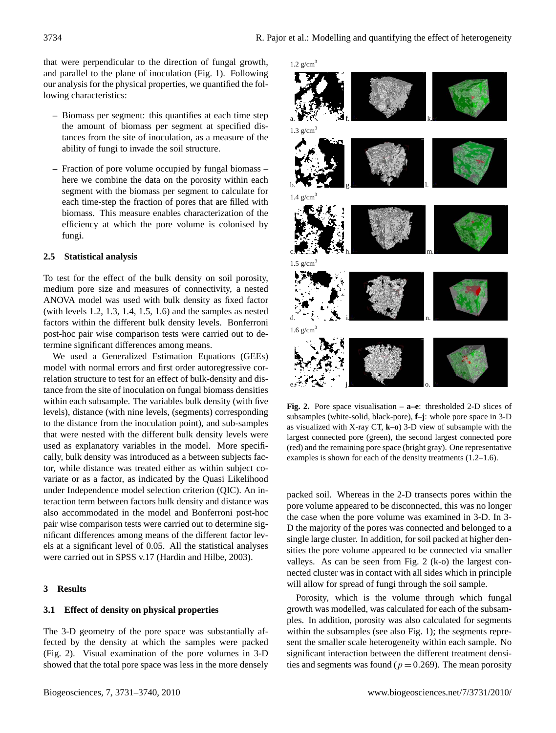that were perpendicular to the direction of fungal growth, and parallel to the plane of inoculation (Fig. 1). Following our analysis for the physical properties, we quantified the following characteristics:

- Biomass per segment: this quantifies at each time step the amount of biomass per segment at specified distances from the site of inoculation, as a measure of the ability of fungi to invade the soil structure.
- Fraction of pore volume occupied by fungal biomass – here we combine the data on the porosity within each segment with the biomass per segment to calculate for each time-step the fraction of pores that are filled with biomass. This measure enables characterization of the efficiency at which the pore volume is colonised by fungi.

### 2.5 Statistical analysis

To test for the effect of the bulk density on soil porosity, medium pore size and measures of connectivity, a nested ANOVA model was used with bulk density as fixed factor (with levels 1.2, 1.3, 1.4, 1.5, 1.6) and the samples as nested factors within the different bulk density levels. Bonferroni post-hoc pair wise comparison tests were carried out to determine significant differences among means.

We used a Generalized Estimation Equations (GEEs) model with normal errors and first order autoregressive correlation structure to test for an effect of bulk-density and distance from the site of inoculation on fungal biomass densities within each subsample. The variables bulk density (with five levels), distance (with nine levels, (segments) corresponding to the distance from the inoculation point), and sub-samples that were nested with the different bulk density levels were used as explanatory variables in the model. More specifically, bulk density was introduced as a between subjects factor, while distance was treated either as within subject covariate or as a factor, as indicated by the Quasi Likelihood under Independence model selection criterion (QIC). An interaction term between factors bulk density and distance was also accommodated in the model and Bonferroni post-hoc pair wise comparison tests were carried out to determine significant differences among means of the different factor levels at a significant level of 0.05. All the statistical analyses were carried out in SPSS v.17 (Hardin and Hilbe, 2003).

## 3 Results

### 3.1 Effect of density on physical properties

The 3-D geometry of the pore space was substantially affected by the density at which the samples were packed (Fig. 2). Visual examination of the pore volumes in 3-D showed that the total pore space was less in the more densely packed soil. Whereas in the 2-D transects pores within the pore volume appeared to be disconnected, this was no longer the case when the pore volume was examined in 3-D. In 3-D the majority of the pores was connected and belonged to a single large cluster. In addition, for soil packed at higher densities the pore volume appeared to be connected via smaller valleys. As can be seen from Fig. 2 (k-o) the largest connected cluster was in contact with all sides which in principle will allow for spread of fungi through the soil sample.

**Fig. 2.** Pore space visualisation – **a–e**: thresholded 2-D slices of subsamples (white-solid, black-pore), **f–j**: whole pore space in 3-D as visualized with X-ray CT, **k–o**) 3-D view of subsample with the largest connected pore (green), the second largest connected pore (red) and the remaining pore space (bright gray). One representative examples is shown for each of the density treatments (1.2–1.6).

Porosity, which is the volume through which fungal growth was modelled, was calculated for each of the subsamples. In addition, porosity was also calculated for segments within the subsamples (see also Fig. 1); the segments represent the smaller scale heterogeneity within each sample. No significant interaction between the different treatment densities and segments was found ($p = 0.269$). The mean porosity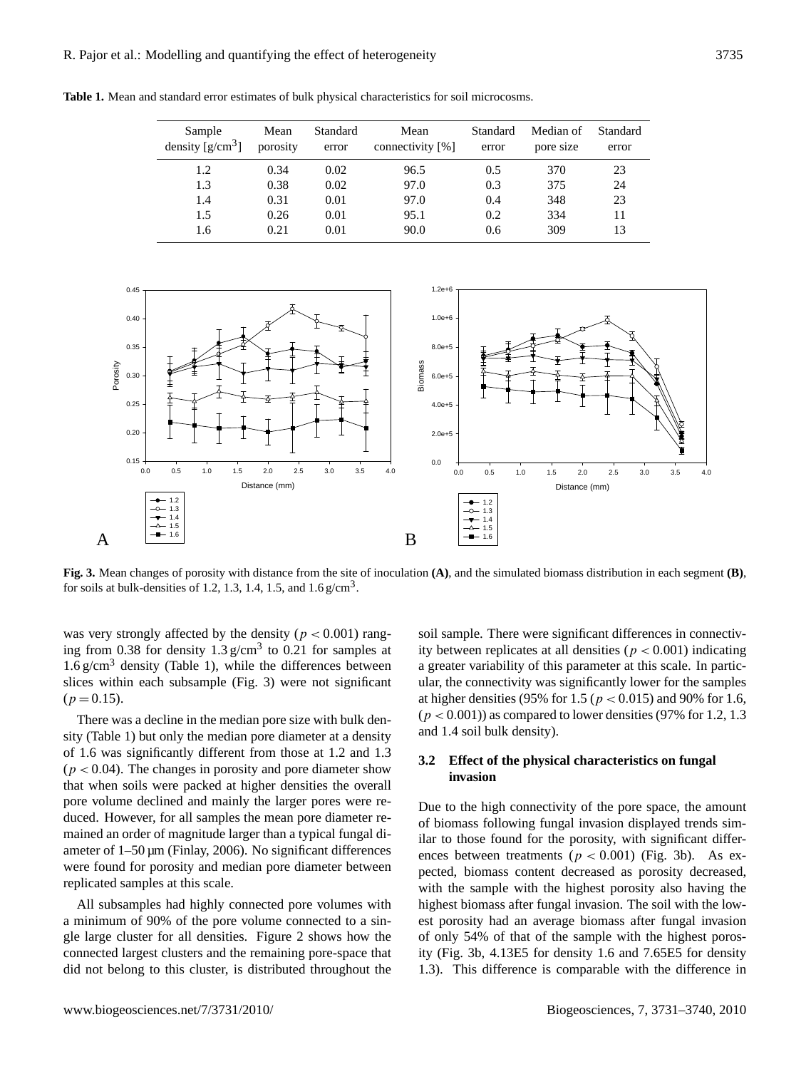**Table 1.** Mean and standard error estimates of bulk physical characteristics for soil microcosms.

| Sample density [g/cm$^3$] | Mean porosity | Standard error | Mean connectivity [%] | Standard error | Median of pore size | Standard error |
|---|---|---|---|---|---|---|
| 1.2 | 0.34 | 0.02 | 96.5 | 0.5 | 370 | 23 |
| 1.3 | 0.38 | 0.02 | 97.0 | 0.3 | 375 | 24 |
| 1.4 | 0.31 | 0.01 | 97.0 | 0.4 | 348 | 23 |
| 1.5 | 0.26 | 0.01 | 95.1 | 0.2 | 334 | 11 |
| 1.6 | 0.21 | 0.01 | 90.0 | 0.6 | 309 | 13 |

**Fig. 3.** Mean changes of porosity with distance from the site of inoculation **(A)**, and the simulated biomass distribution in each segment **(B)**, for soils at bulk-densities of 1.2, 1.3, 1.4, 1.5, and 1.6 g/cm$^3$.

was very strongly affected by the density ($p < 0.001$) ranging from 0.38 for density 1.3 g/cm$^3$ to 0.21 for samples at 1.6 g/cm$^3$ density (Table 1), while the differences between slices within each subsample (Fig. 3) were not significant ($p = 0.15$).

There was a decline in the median pore size with bulk density (Table 1) but only the median pore diameter at a density of 1.6 was significantly different from those at 1.2 and 1.3 ($p < 0.04$). The changes in porosity and pore diameter show that when soils were packed at higher densities the overall pore volume declined and mainly the larger pores were reduced. However, for all samples the mean pore diameter remained an order of magnitude larger than a typical fungal diameter of 1–50 µm (Finlay, 2006). No significant differences were found for porosity and median pore diameter between replicated samples at this scale.

All subsamples had highly connected pore volumes with a minimum of 90% of the pore volume connected to a single large cluster for all densities. Figure 2 shows how the connected largest clusters and the remaining pore-space that did not belong to this cluster, is distributed throughout the soil sample. There were significant differences in connectivity between replicates at all densities ($p < 0.001$) indicating a greater variability of this parameter at this scale. In particular, the connectivity was significantly lower for the samples at higher densities (95% for 1.5 ($p < 0.015$) and 90% for 1.6, ($p < 0.001$)) as compared to lower densities (97% for 1.2, 1.3 and 1.4 soil bulk density).

### 3.2 Effect of the physical characteristics on fungal invasion

Due to the high connectivity of the pore space, the amount of biomass following fungal invasion displayed trends similar to those found for the porosity, with significant differences between treatments ($p < 0.001$) (Fig. 3b). As expected, biomass content decreased as porosity decreased, with the sample with the highest porosity also having the highest biomass after fungal invasion. The soil with the lowest porosity had an average biomass after fungal invasion of only 54% of that of the sample with the highest porosity (Fig. 3b, 4.13E5 for density 1.6 and 7.65E5 for density 1.3). This difference is comparable with the difference in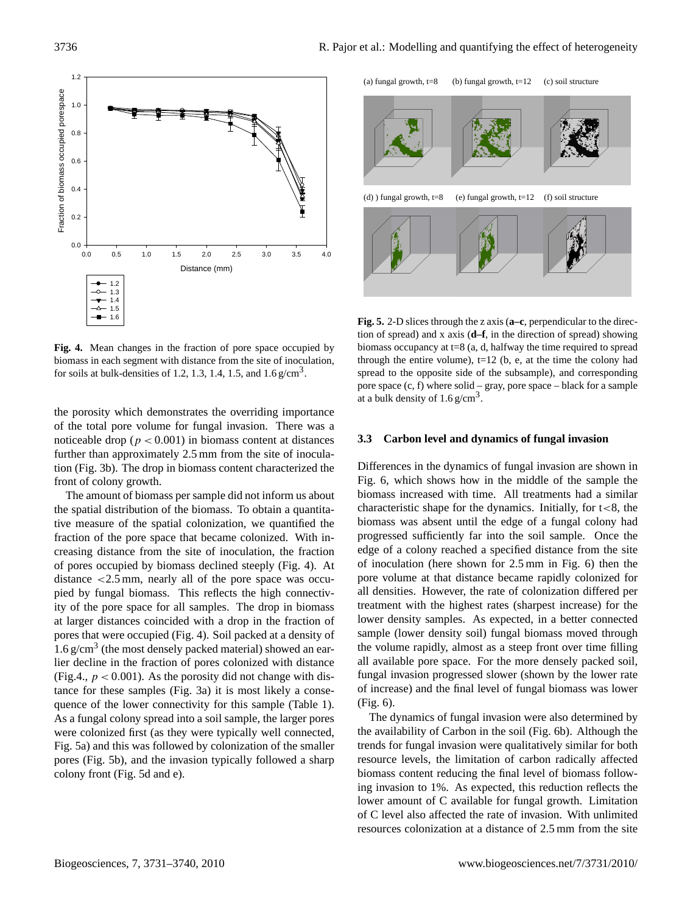**Fig. 4.** Mean changes in the fraction of pore space occupied by biomass in each segment with distance from the site of inoculation, for soils at bulk-densities of 1.2, 1.3, 1.4, 1.5, and 1.6 g/cm$^3$.

the porosity which demonstrates the overriding importance of the total pore volume for fungal invasion. There was a noticeable drop ($p < 0.001$) in biomass content at distances further than approximately 2.5 mm from the site of inoculation (Fig. 3b). The drop in biomass content characterized the front of colony growth.

The amount of biomass per sample did not inform us about the spatial distribution of the biomass. To obtain a quantitative measure of the spatial colonization, we quantified the fraction of the pore space that became colonized. With increasing distance from the site of inoculation, the fraction of pores occupied by biomass declined steeply (Fig. 4). At distance <2.5 mm, nearly all of the pore space was occupied by fungal biomass. This reflects the high connectivity of the pore space for all samples. The drop in biomass at larger distances coincided with a drop in the fraction of pores that were occupied (Fig. 4). Soil packed at a density of 1.6 g/cm$^3$ (the most densely packed material) showed an earlier decline in the fraction of pores colonized with distance (Fig.4., $p < 0.001$). As the porosity did not change with distance for these samples (Fig. 3a) it is most likely a consequence of the lower connectivity for this sample (Table 1). As a fungal colony spread into a soil sample, the larger pores were colonized first (as they were typically well connected, Fig. 5a) and this was followed by colonization of the smaller pores (Fig. 5b), and the invasion typically followed a sharp colony front (Fig. 5d and e).

**Fig. 5.** 2-D slices through the z axis (**a–c**, perpendicular to the direction of spread) and x axis (**d–f**, in the direction of spread) showing biomass occupancy at t=8 (a, d, halfway the time required to spread through the entire volume), t=12 (b, e, at the time the colony had spread to the opposite side of the subsample), and corresponding pore space (c, f) where solid – gray, pore space – black for a sample at a bulk density of 1.6 g/cm$^3$.

### 3.3 Carbon level and dynamics of fungal invasion

Differences in the dynamics of fungal invasion are shown in Fig. 6, which shows how in the middle of the sample the biomass increased with time. All treatments had a similar characteristic shape for the dynamics. Initially, for t<8, the biomass was absent until the edge of a fungal colony had progressed sufficiently far into the soil sample. Once the edge of a colony reached a specified distance from the site of inoculation (here shown for 2.5 mm in Fig. 6) then the pore volume at that distance became rapidly colonized for all densities. However, the rate of colonization differed per treatment with the highest rates (sharpest increase) for the lower density samples. As expected, in a better connected sample (lower density soil) fungal biomass moved through the volume rapidly, almost as a steep front over time filling all available pore space. For the more densely packed soil, fungal invasion progressed slower (shown by the lower rate of increase) and the final level of fungal biomass was lower (Fig. 6).

The dynamics of fungal invasion were also determined by the availability of Carbon in the soil (Fig. 6b). Although the trends for fungal invasion were qualitatively similar for both resource levels, the limitation of carbon radically affected biomass content reducing the final level of biomass following invasion to 1%. As expected, this reduction reflects the lower amount of C available for fungal growth. Limitation of C level also affected the rate of invasion. With unlimited resources colonization at a distance of 2.5 mm from the site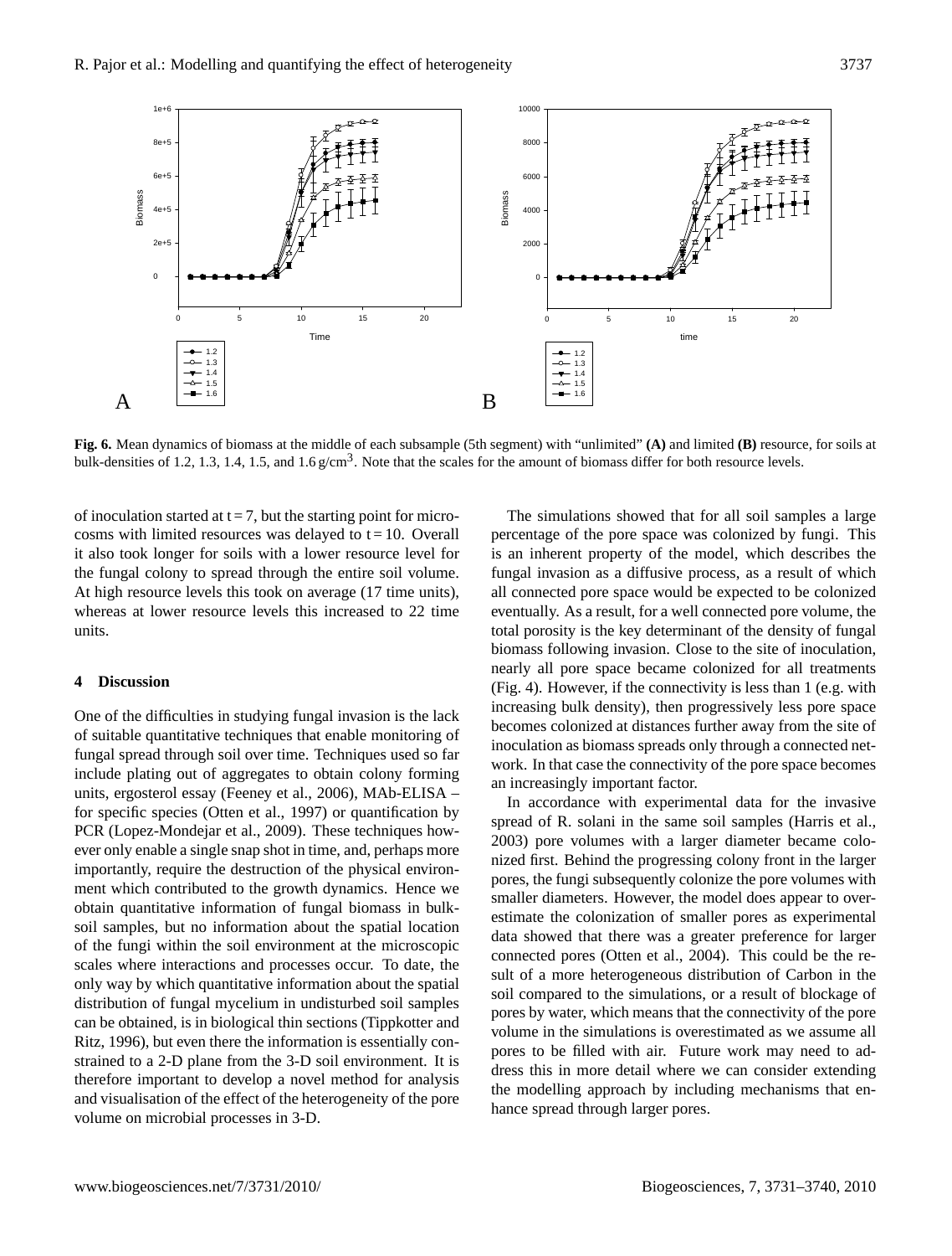**Fig. 6.** Mean dynamics of biomass at the middle of each subsample (5th segment) with "unlimited" **(A)** and limited **(B)** resource, for soils at bulk-densities of 1.2, 1.3, 1.4, 1.5, and 1.6 g/cm$^3$. Note that the scales for the amount of biomass differ for both resource levels.

of inoculation started at t = 7, but the starting point for microcosms with limited resources was delayed to t = 10. Overall it also took longer for soils with a lower resource level for the fungal colony to spread through the entire soil volume. At high resource levels this took on average (17 time units), whereas at lower resource levels this increased to 22 time units.

## 4 Discussion

One of the difficulties in studying fungal invasion is the lack of suitable quantitative techniques that enable monitoring of fungal spread through soil over time. Techniques used so far include plating out of aggregates to obtain colony forming units, ergosterol essay (Feeney et al., 2006), MAb-ELISA – for specific species (Otten et al., 1997) or quantification by PCR (Lopez-Mondejar et al., 2009). These techniques however only enable a single snap shot in time, and, perhaps more importantly, require the destruction of the physical environment which contributed to the growth dynamics. Hence we obtain quantitative information of fungal biomass in bulk-soil samples, but no information about the spatial location of the fungi within the soil environment at the microscopic scales where interactions and processes occur. To date, the only way by which quantitative information about the spatial distribution of fungal mycelium in undisturbed soil samples can be obtained, is in biological thin sections (Tippkotter and Ritz, 1996), but even there the information is essentially constrained to a 2-D plane from the 3-D soil environment. It is therefore important to develop a novel method for analysis and visualisation of the effect of the heterogeneity of the pore volume on microbial processes in 3-D.

The simulations showed that for all soil samples a large percentage of the pore space was colonized by fungi. This is an inherent property of the model, which describes the fungal invasion as a diffusive process, as a result of which all connected pore space would be expected to be colonized eventually. As a result, for a well connected pore volume, the total porosity is the key determinant of the density of fungal biomass following invasion. Close to the site of inoculation, nearly all pore space became colonized for all treatments (Fig. 4). However, if the connectivity is less than 1 (e.g. with increasing bulk density), then progressively less pore space becomes colonized at distances further away from the site of inoculation as biomass spreads only through a connected network. In that case the connectivity of the pore space becomes an increasingly important factor.

In accordance with experimental data for the invasive spread of R. solani in the same soil samples (Harris et al., 2003) pore volumes with a larger diameter became colonized first. Behind the progressing colony front in the larger pores, the fungi subsequently colonize the pore volumes with smaller diameters. However, the model does appear to overestimate the colonization of smaller pores as experimental data showed that there was a greater preference for larger connected pores (Otten et al., 2004). This could be the result of a more heterogeneous distribution of Carbon in the soil compared to the simulations, or a result of blockage of pores by water, which means that the connectivity of the pore volume in the simulations is overestimated as we assume all pores to be filled with air. Future work may need to address this in more detail where we can consider extending the modelling approach by including mechanisms that enhance spread through larger pores.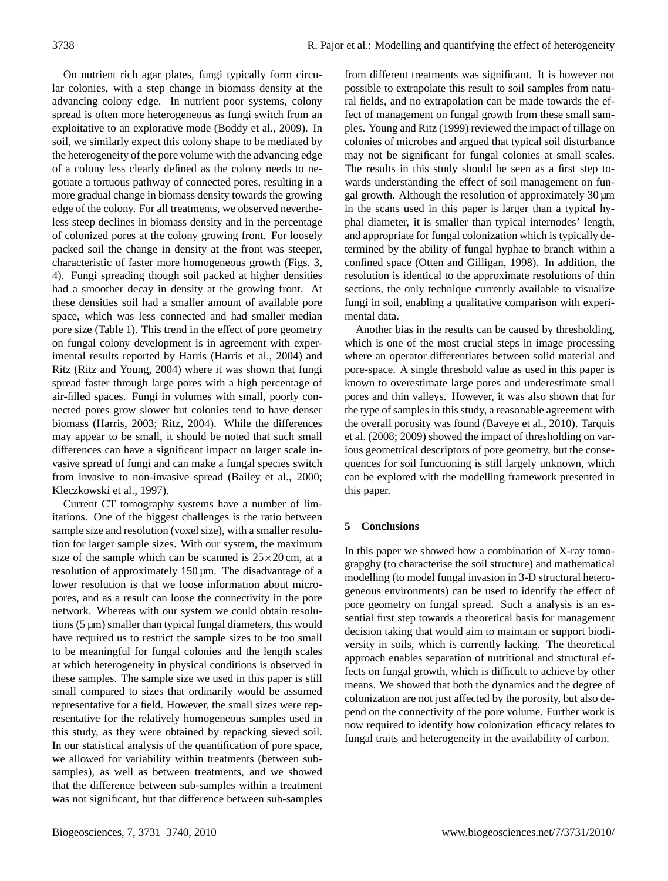On nutrient rich agar plates, fungi typically form circular colonies, with a step change in biomass density at the advancing colony edge. In nutrient poor systems, colony spread is often more heterogeneous as fungi switch from an exploitative to an explorative mode (Boddy et al., 2009). In soil, we similarly expect this colony shape to be mediated by the heterogeneity of the pore volume with the advancing edge of a colony less clearly defined as the colony needs to negotiate a tortuous pathway of connected pores, resulting in a more gradual change in biomass density towards the growing edge of the colony. For all treatments, we observed nevertheless steep declines in biomass density and in the percentage of colonized pores at the colony growing front. For loosely packed soil the change in density at the front was steeper, characteristic of faster more homogeneous growth (Figs. 3, 4). Fungi spreading though soil packed at higher densities had a smoother decay in density at the growing front. At these densities soil had a smaller amount of available pore space, which was less connected and had smaller median pore size (Table 1). This trend in the effect of pore geometry on fungal colony development is in agreement with experimental results reported by Harris (Harris et al., 2004) and Ritz (Ritz and Young, 2004) where it was shown that fungi spread faster through large pores with a high percentage of air-filled spaces. Fungi in volumes with small, poorly connected pores grow slower but colonies tend to have denser biomass (Harris, 2003; Ritz, 2004). While the differences may appear to be small, it should be noted that such small differences can have a significant impact on larger scale invasive spread of fungi and can make a fungal species switch from invasive to non-invasive spread (Bailey et al., 2000; Kleczkowski et al., 1997).

Current CT tomography systems have a number of limitations. One of the biggest challenges is the ratio between sample size and resolution (voxel size), with a smaller resolution for larger sample sizes. With our system, the maximum size of the sample which can be scanned is $25 \times 20$ cm, at a resolution of approximately 150 µm. The disadvantage of a lower resolution is that we loose information about micropores, and as a result can loose the connectivity in the pore network. Whereas with our system we could obtain resolutions (5 µm) smaller than typical fungal diameters, this would have required us to restrict the sample sizes to be too small to be meaningful for fungal colonies and the length scales at which heterogeneity in physical conditions is observed in these samples. The sample size we used in this paper is still small compared to sizes that ordinarily would be assumed representative for a field. However, the small sizes were representative for the relatively homogeneous samples used in this study, as they were obtained by repacking sieved soil. In our statistical analysis of the quantification of pore space, we allowed for variability within treatments (between subsamples), as well as between treatments, and we showed that the difference between sub-samples within a treatment was not significant, but that difference between sub-samples from different treatments was significant. It is however not possible to extrapolate this result to soil samples from natural fields, and no extrapolation can be made towards the effect of management on fungal growth from these small samples. Young and Ritz (1999) reviewed the impact of tillage on colonies of microbes and argued that typical soil disturbance may not be significant for fungal colonies at small scales. The results in this study should be seen as a first step towards understanding the effect of soil management on fungal growth. Although the resolution of approximately 30 µm in the scans used in this paper is larger than a typical hyphal diameter, it is smaller than typical internodes' length, and appropriate for fungal colonization which is typically determined by the ability of fungal hyphae to branch within a confined space (Otten and Gilligan, 1998). In addition, the resolution is identical to the approximate resolutions of thin sections, the only technique currently available to visualize fungi in soil, enabling a qualitative comparison with experimental data.

Another bias in the results can be caused by thresholding, which is one of the most crucial steps in image processing where an operator differentiates between solid material and pore-space. A single threshold value as used in this paper is known to overestimate large pores and underestimate small pores and thin valleys. However, it was also shown that for the type of samples in this study, a reasonable agreement with the overall porosity was found (Baveye et al., 2010). Tarquis et al. (2008; 2009) showed the impact of thresholding on various geometrical descriptors of pore geometry, but the consequences for soil functioning is still largely unknown, which can be explored with the modelling framework presented in this paper.

## 5 Conclusions

In this paper we showed how a combination of X-ray tomograpghy (to characterise the soil structure) and mathematical modelling (to model fungal invasion in 3-D structural heterogeneous environments) can be used to identify the effect of pore geometry on fungal spread. Such a analysis is an essential first step towards a theoretical basis for management decision taking that would aim to maintain or support biodiversity in soils, which is currently lacking. The theoretical approach enables separation of nutritional and structural effects on fungal growth, which is difficult to achieve by other means. We showed that both the dynamics and the degree of colonization are not just affected by the porosity, but also depend on the connectivity of the pore volume. Further work is now required to identify how colonization efficacy relates to fungal traits and heterogeneity in the availability of carbon.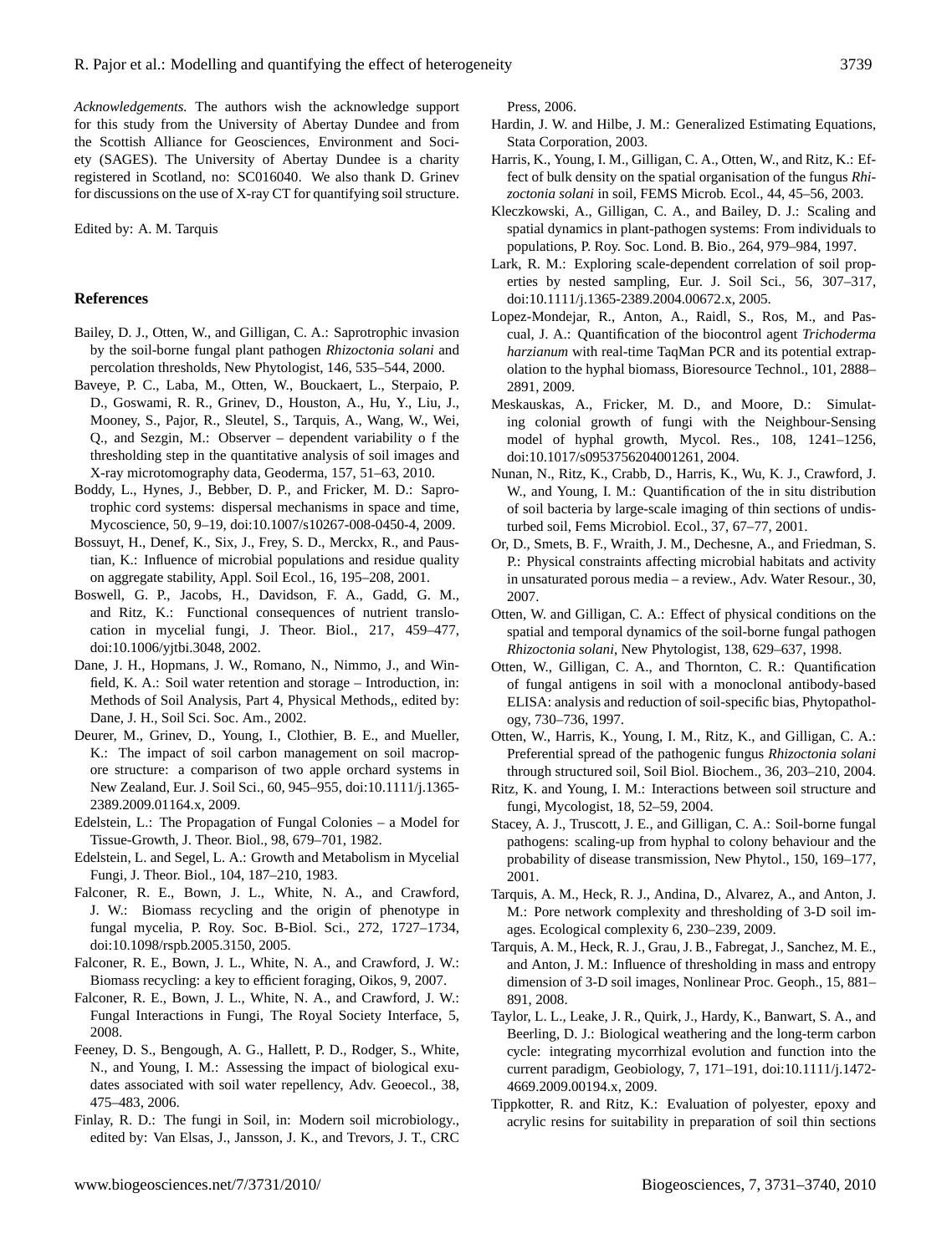*Acknowledgements.* The authors wish the acknowledge support for this study from the University of Abertay Dundee and from the Scottish Alliance for Geosciences, Environment and Society (SAGES). The University of Abertay Dundee is a charity registered in Scotland, no: SC016040. We also thank D. Grinev for discussions on the use of X-ray CT for quantifying soil structure.

Edited by: A. M. Tarquis

## References

Bailey, D. J., Otten, W., and Gilligan, C. A.: Saprotrophic invasion by the soil-borne fungal plant pathogen *Rhizoctonia solani* and percolation thresholds, New Phytologist, 146, 535–544, 2000.

Baveye, P. C., Laba, M., Otten, W., Bouckaert, L., Sterpaio, P. D., Goswami, R. R., Grinev, D., Houston, A., Hu, Y., Liu, J., Mooney, S., Pajor, R., Sleutel, S., Tarquis, A., Wang, W., Wei, Q., and Sezgin, M.: Observer – dependent variability o f the thresholding step in the quantitative analysis of soil images and X-ray microtomography data, Geoderma, 157, 51–63, 2010.

Boddy, L., Hynes, J., Bebber, D. P., and Fricker, M. D.: Saprotrophic cord systems: dispersal mechanisms in space and time, Mycoscience, 50, 9–19, doi:10.1007/s10267-008-0450-4, 2009.

Bossuyt, H., Denef, K., Six, J., Frey, S. D., Merckx, R., and Paustian, K.: Influence of microbial populations and residue quality on aggregate stability, Appl. Soil Ecol., 16, 195–208, 2001.

Boswell, G. P., Jacobs, H., Davidson, F. A., Gadd, G. M., and Ritz, K.: Functional consequences of nutrient translocation in mycelial fungi, J. Theor. Biol., 217, 459–477, doi:10.1006/yjtbi.3048, 2002.

Dane, J. H., Hopmans, J. W., Romano, N., Nimmo, J., and Winfield, K. A.: Soil water retention and storage – Introduction, in: Methods of Soil Analysis, Part 4, Physical Methods,, edited by: Dane, J. H., Soil Sci. Soc. Am., 2002.

Deurer, M., Grinev, D., Young, I., Clothier, B. E., and Mueller, K.: The impact of soil carbon management on soil macropore structure: a comparison of two apple orchard systems in New Zealand, Eur. J. Soil Sci., 60, 945–955, doi:10.1111/j.1365-2389.2009.01164.x, 2009.

Edelstein, L.: The Propagation of Fungal Colonies – a Model for Tissue-Growth, J. Theor. Biol., 98, 679–701, 1982.

Edelstein, L. and Segel, L. A.: Growth and Metabolism in Mycelial Fungi, J. Theor. Biol., 104, 187–210, 1983.

Falconer, R. E., Bown, J. L., White, N. A., and Crawford, J. W.: Biomass recycling and the origin of phenotype in fungal mycelia, P. Roy. Soc. B-Biol. Sci., 272, 1727–1734, doi:10.1098/rspb.2005.3150, 2005.

Falconer, R. E., Bown, J. L., White, N. A., and Crawford, J. W.: Biomass recycling: a key to efficient foraging, Oikos, 9, 2007.

Falconer, R. E., Bown, J. L., White, N. A., and Crawford, J. W.: Fungal Interactions in Fungi, The Royal Society Interface, 5, 2008.

Feeney, D. S., Bengough, A. G., Hallett, P. D., Rodger, S., White, N., and Young, I. M.: Assessing the impact of biological exudates associated with soil water repellency, Adv. Geoecol., 38, 475–483, 2006.

Finlay, R. D.: The fungi in Soil, in: Modern soil microbiology., edited by: Van Elsas, J., Jansson, J. K., and Trevors, J. T., CRC Press, 2006.

Hardin, J. W. and Hilbe, J. M.: Generalized Estimating Equations, Stata Corporation, 2003.

Harris, K., Young, I. M., Gilligan, C. A., Otten, W., and Ritz, K.: Effect of bulk density on the spatial organisation of the fungus *Rhizoctonia solani* in soil, FEMS Microb. Ecol., 44, 45–56, 2003.

Kleczkowski, A., Gilligan, C. A., and Bailey, D. J.: Scaling and spatial dynamics in plant-pathogen systems: From individuals to populations, P. Roy. Soc. Lond. B. Bio., 264, 979–984, 1997.

Lark, R. M.: Exploring scale-dependent correlation of soil properties by nested sampling, Eur. J. Soil Sci., 56, 307–317, doi:10.1111/j.1365-2389.2004.00672.x, 2005.

Lopez-Mondejar, R., Anton, A., Raidl, S., Ros, M., and Pascual, J. A.: Quantification of the biocontrol agent *Trichoderma harzianum* with real-time TaqMan PCR and its potential extrapolation to the hyphal biomass, Bioresource Technol., 101, 2888–2891, 2009.

Meskauskas, A., Fricker, M. D., and Moore, D.: Simulating colonial growth of fungi with the Neighbour-Sensing model of hyphal growth, Mycol. Res., 108, 1241–1256, doi:10.1017/s0953756204001261, 2004.

Nunan, N., Ritz, K., Crabb, D., Harris, K., Wu, K. J., Crawford, J. W., and Young, I. M.: Quantification of the in situ distribution of soil bacteria by large-scale imaging of thin sections of undisturbed soil, Fems Microbiol. Ecol., 37, 67–77, 2001.

Or, D., Smets, B. F., Wraith, J. M., Dechesne, A., and Friedman, S. P.: Physical constraints affecting microbial habitats and activity in unsaturated porous media – a review., Adv. Water Resour., 30, 2007.

Otten, W. and Gilligan, C. A.: Effect of physical conditions on the spatial and temporal dynamics of the soil-borne fungal pathogen *Rhizoctonia solani*, New Phytologist, 138, 629–637, 1998.

Otten, W., Gilligan, C. A., and Thornton, C. R.: Quantification of fungal antigens in soil with a monoclonal antibody-based ELISA: analysis and reduction of soil-specific bias, Phytopathology, 730–736, 1997.

Otten, W., Harris, K., Young, I. M., Ritz, K., and Gilligan, C. A.: Preferential spread of the pathogenic fungus *Rhizoctonia solani* through structured soil, Soil Biol. Biochem., 36, 203–210, 2004.

Ritz, K. and Young, I. M.: Interactions between soil structure and fungi, Mycologist, 18, 52–59, 2004.

Stacey, A. J., Truscott, J. E., and Gilligan, C. A.: Soil-borne fungal pathogens: scaling-up from hyphal to colony behaviour and the probability of disease transmission, New Phytol., 150, 169–177, 2001.

Tarquis, A. M., Heck, R. J., Andina, D., Alvarez, A., and Anton, J. M.: Pore network complexity and thresholding of 3-D soil images. Ecological complexity 6, 230–239, 2009.

Tarquis, A. M., Heck, R. J., Grau, J. B., Fabregat, J., Sanchez, M. E., and Anton, J. M.: Influence of thresholding in mass and entropy dimension of 3-D soil images, Nonlinear Proc. Geoph., 15, 881–891, 2008.

Taylor, L. L., Leake, J. R., Quirk, J., Hardy, K., Banwart, S. A., and Beerling, D. J.: Biological weathering and the long-term carbon cycle: integrating mycorrhizal evolution and function into the current paradigm, Geobiology, 7, 171–191, doi:10.1111/j.1472-4669.2009.00194.x, 2009.

Tippkotter, R. and Ritz, K.: Evaluation of polyester, epoxy and acrylic resins for suitability in preparation of soil thin sections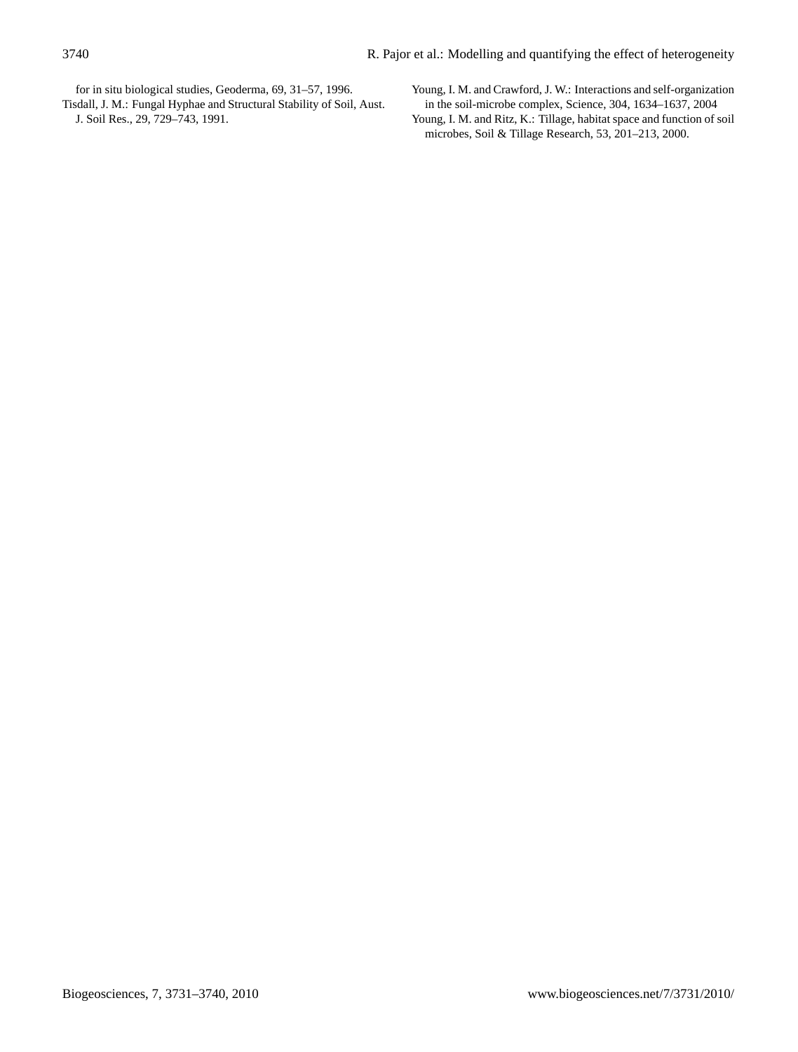for in situ biological studies, Geoderma, 69, 31–57, 1996.

Tisdall, J. M.: Fungal Hyphae and Structural Stability of Soil, Aust. J. Soil Res., 29, 729–743, 1991.

Young, I. M. and Crawford, J. W.: Interactions and self-organization in the soil-microbe complex, Science, 304, 1634–1637, 2004

Young, I. M. and Ritz, K.: Tillage, habitat space and function of soil microbes, Soil & Tillage Research, 53, 201–213, 2000.